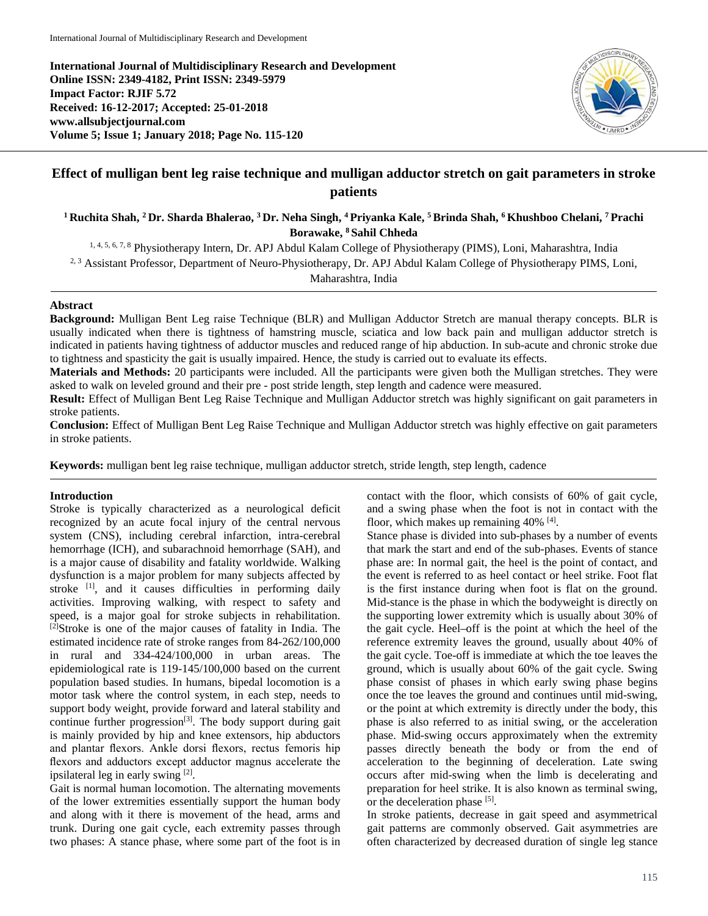**International Journal of Multidisciplinary Research and Development**
**Online ISSN: 2349-4182, Print ISSN: 2349-5979**
**Impact Factor: RJIF 5.72**
**Received: 16-12-2017; Accepted: 25-01-2018**
**www.allsubjectjournal.com**
**Volume 5; Issue 1; January 2018; Page No. 115-120**

# Effect of mulligan bent leg raise technique and mulligan adductor stretch on gait parameters in stroke patients

**[1] Ruchita Shah, [2] Dr. Sharda Bhalerao, [3] Dr. Neha Singh, [4] Priyanka Kale, [5] Brinda Shah, [6] Khushboo Chelani, [7] Prachi Borawake, [8] Sahil Chheda**

[1, 4, 5, 6, 7, 8] Physiotherapy Intern, Dr. APJ Abdul Kalam College of Physiotherapy (PIMS), Loni, Maharashtra, India

[2, 3] Assistant Professor, Department of Neuro-Physiotherapy, Dr. APJ Abdul Kalam College of Physiotherapy PIMS, Loni, Maharashtra, India

## Abstract

**Background:** Mulligan Bent Leg raise Technique (BLR) and Mulligan Adductor Stretch are manual therapy concepts. BLR is usually indicated when there is tightness of hamstring muscle, sciatica and low back pain and mulligan adductor stretch is indicated in patients having tightness of adductor muscles and reduced range of hip abduction. In sub-acute and chronic stroke due to tightness and spasticity the gait is usually impaired. Hence, the study is carried out to evaluate its effects.

**Materials and Methods:** 20 participants were included. All the participants were given both the Mulligan stretches. They were asked to walk on leveled ground and their pre - post stride length, step length and cadence were measured.

**Result:** Effect of Mulligan Bent Leg Raise Technique and Mulligan Adductor stretch was highly significant on gait parameters in stroke patients.

**Conclusion:** Effect of Mulligan Bent Leg Raise Technique and Mulligan Adductor stretch was highly effective on gait parameters in stroke patients.

**Keywords:** mulligan bent leg raise technique, mulligan adductor stretch, stride length, step length, cadence

## Introduction

Stroke is typically characterized as a neurological deficit recognized by an acute focal injury of the central nervous system (CNS), including cerebral infarction, intra-cerebral hemorrhage (ICH), and subarachnoid hemorrhage (SAH), and is a major cause of disability and fatality worldwide. Walking dysfunction is a major problem for many subjects affected by stroke [1], and it causes difficulties in performing daily activities. Improving walking, with respect to safety and speed, is a major goal for stroke subjects in rehabilitation. [2]Stroke is one of the major causes of fatality in India. The estimated incidence rate of stroke ranges from 84-262/100,000 in rural and 334-424/100,000 in urban areas. The epidemiological rate is 119-145/100,000 based on the current population based studies. In humans, bipedal locomotion is a motor task where the control system, in each step, needs to support body weight, provide forward and lateral stability and continue further progression[3]. The body support during gait is mainly provided by hip and knee extensors, hip abductors and plantar flexors. Ankle dorsi flexors, rectus femoris hip flexors and adductors except adductor magnus accelerate the ipsilateral leg in early swing [2].

Gait is normal human locomotion. The alternating movements of the lower extremities essentially support the human body and along with it there is movement of the head, arms and trunk. During one gait cycle, each extremity passes through two phases: A stance phase, where some part of the foot is in contact with the floor, which consists of 60% of gait cycle, and a swing phase when the foot is not in contact with the floor, which makes up remaining 40% [4].

Stance phase is divided into sub-phases by a number of events that mark the start and end of the sub-phases. Events of stance phase are: In normal gait, the heel is the point of contact, and the event is referred to as heel contact or heel strike. Foot flat is the first instance during when foot is flat on the ground. Mid-stance is the phase in which the bodyweight is directly on the supporting lower extremity which is usually about 30% of the gait cycle. Heel–off is the point at which the heel of the reference extremity leaves the ground, usually about 40% of the gait cycle. Toe-off is immediate at which the toe leaves the ground, which is usually about 60% of the gait cycle. Swing phase consist of phases in which early swing phase begins once the toe leaves the ground and continues until mid-swing, or the point at which extremity is directly under the body, this phase is also referred to as initial swing, or the acceleration phase. Mid-swing occurs approximately when the extremity passes directly beneath the body or from the end of acceleration to the beginning of deceleration. Late swing occurs after mid-swing when the limb is decelerating and preparation for heel strike. It is also known as terminal swing, or the deceleration phase [5].

In stroke patients, decrease in gait speed and asymmetrical gait patterns are commonly observed. Gait asymmetries are often characterized by decreased duration of single leg stance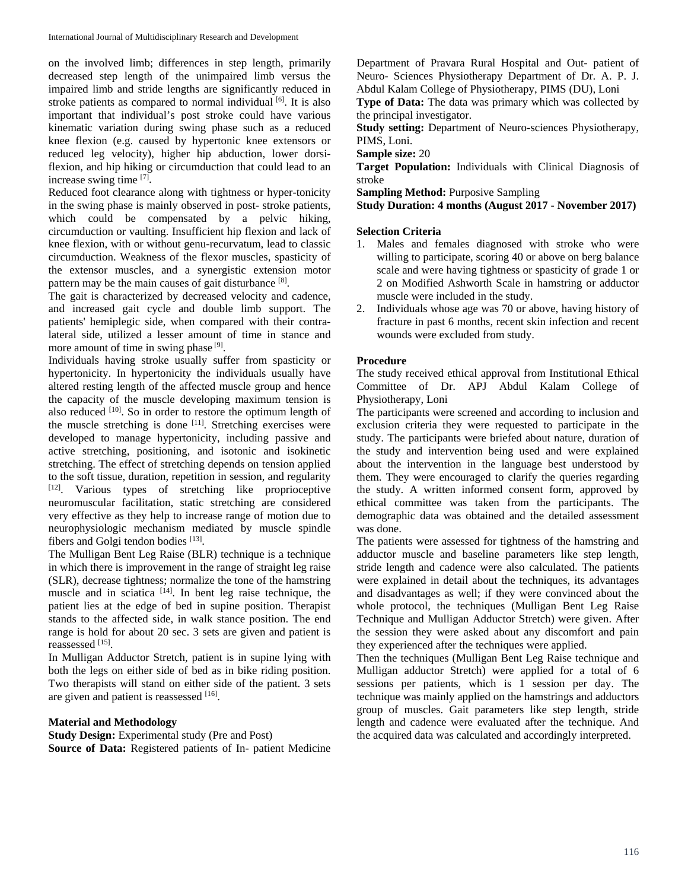on the involved limb; differences in step length, primarily decreased step length of the unimpaired limb versus the impaired limb and stride lengths are significantly reduced in stroke patients as compared to normal individual [6]. It is also important that individual's post stroke could have various kinematic variation during swing phase such as a reduced knee flexion (e.g. caused by hypertonic knee extensors or reduced leg velocity), higher hip abduction, lower dorsi-flexion, and hip hiking or circumduction that could lead to an increase swing time [7].

Reduced foot clearance along with tightness or hyper-tonicity in the swing phase is mainly observed in post- stroke patients, which could be compensated by a pelvic hiking, circumduction or vaulting. Insufficient hip flexion and lack of knee flexion, with or without genu-recurvatum, lead to classic circumduction. Weakness of the flexor muscles, spasticity of the extensor muscles, and a synergistic extension motor pattern may be the main causes of gait disturbance [8].

The gait is characterized by decreased velocity and cadence, and increased gait cycle and double limb support. The patients' hemiplegic side, when compared with their contra-lateral side, utilized a lesser amount of time in stance and more amount of time in swing phase [9].

Individuals having stroke usually suffer from spasticity or hypertonicity. In hypertonicity the individuals usually have altered resting length of the affected muscle group and hence the capacity of the muscle developing maximum tension is also reduced [10]. So in order to restore the optimum length of the muscle stretching is done [11]. Stretching exercises were developed to manage hypertonicity, including passive and active stretching, positioning, and isotonic and isokinetic stretching. The effect of stretching depends on tension applied to the soft tissue, duration, repetition in session, and regularity [12]. Various types of stretching like proprioceptive neuromuscular facilitation, static stretching are considered very effective as they help to increase range of motion due to neurophysiologic mechanism mediated by muscle spindle fibers and Golgi tendon bodies [13].

The Mulligan Bent Leg Raise (BLR) technique is a technique in which there is improvement in the range of straight leg raise (SLR), decrease tightness; normalize the tone of the hamstring muscle and in sciatica [14]. In bent leg raise technique, the patient lies at the edge of bed in supine position. Therapist stands to the affected side, in walk stance position. The end range is hold for about 20 sec. 3 sets are given and patient is reassessed [15].

In Mulligan Adductor Stretch, patient is in supine lying with both the legs on either side of bed as in bike riding position. Two therapists will stand on either side of the patient. 3 sets are given and patient is reassessed [16].

## Material and Methodology

**Study Design:** Experimental study (Pre and Post)

**Source of Data:** Registered patients of In- patient Medicine Department of Pravara Rural Hospital and Out- patient of Neuro- Sciences Physiotherapy Department of Dr. A. P. J. Abdul Kalam College of Physiotherapy, PIMS (DU), Loni

**Type of Data:** The data was primary which was collected by the principal investigator.

**Study setting:** Department of Neuro-sciences Physiotherapy, PIMS, Loni.

**Sample size:** 20

**Target Population:** Individuals with Clinical Diagnosis of stroke

**Sampling Method:** Purposive Sampling

**Study Duration: 4 months (August 2017 - November 2017)**

### Selection Criteria

1. Males and females diagnosed with stroke who were willing to participate, scoring 40 or above on berg balance scale and were having tightness or spasticity of grade 1 or 2 on Modified Ashworth Scale in hamstring or adductor muscle were included in the study.
2. Individuals whose age was 70 or above, having history of fracture in past 6 months, recent skin infection and recent wounds were excluded from study.

### Procedure

The study received ethical approval from Institutional Ethical Committee of Dr. APJ Abdul Kalam College of Physiotherapy, Loni

The participants were screened and according to inclusion and exclusion criteria they were requested to participate in the study. The participants were briefed about nature, duration of the study and intervention being used and were explained about the intervention in the language best understood by them. They were encouraged to clarify the queries regarding the study. A written informed consent form, approved by ethical committee was taken from the participants. The demographic data was obtained and the detailed assessment was done.

The patients were assessed for tightness of the hamstring and adductor muscle and baseline parameters like step length, stride length and cadence were also calculated. The patients were explained in detail about the techniques, its advantages and disadvantages as well; if they were convinced about the whole protocol, the techniques (Mulligan Bent Leg Raise Technique and Mulligan Adductor Stretch) were given. After the session they were asked about any discomfort and pain they experienced after the techniques were applied.

Then the techniques (Mulligan Bent Leg Raise technique and Mulligan adductor Stretch) were applied for a total of 6 sessions per patients, which is 1 session per day. The technique was mainly applied on the hamstrings and adductors group of muscles. Gait parameters like step length, stride length and cadence were evaluated after the technique. And the acquired data was calculated and accordingly interpreted.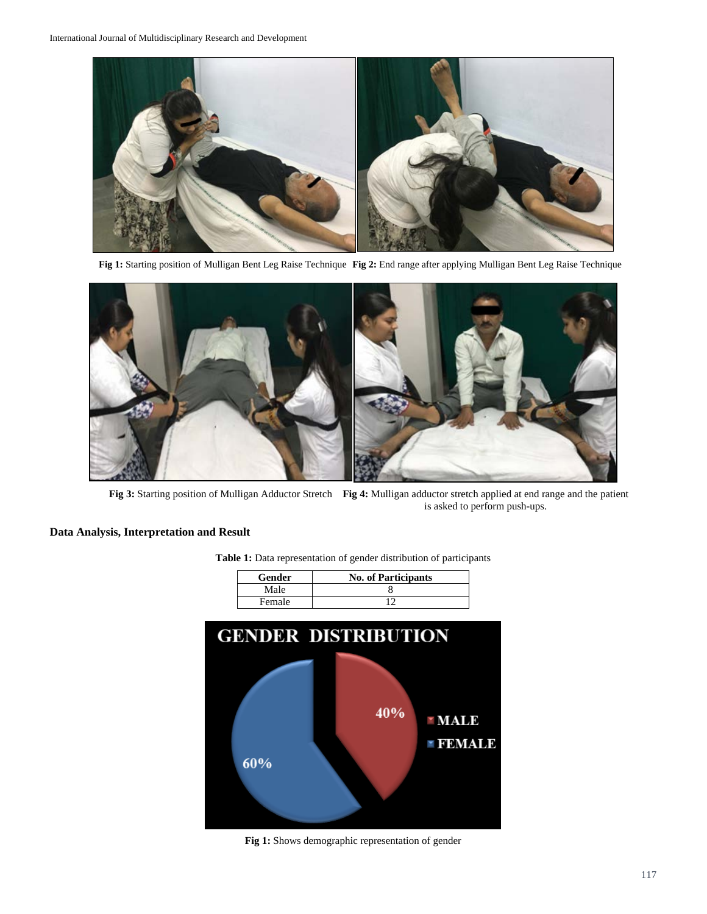Fig 1: Starting position of Mulligan Bent Leg Raise Technique

Fig 2: End range after applying Mulligan Bent Leg Raise Technique

Fig 3: Starting position of Mulligan Adductor Stretch

Fig 4: Mulligan adductor stretch applied at end range and the patient is asked to perform push-ups.

## Data Analysis, Interpretation and Result

**Table 1:** Data representation of gender distribution of participants

| Gender | No. of Participants |
|---|---|
| Male | 8 |
| Female | 12 |

**Fig 1:** Shows demographic representation of gender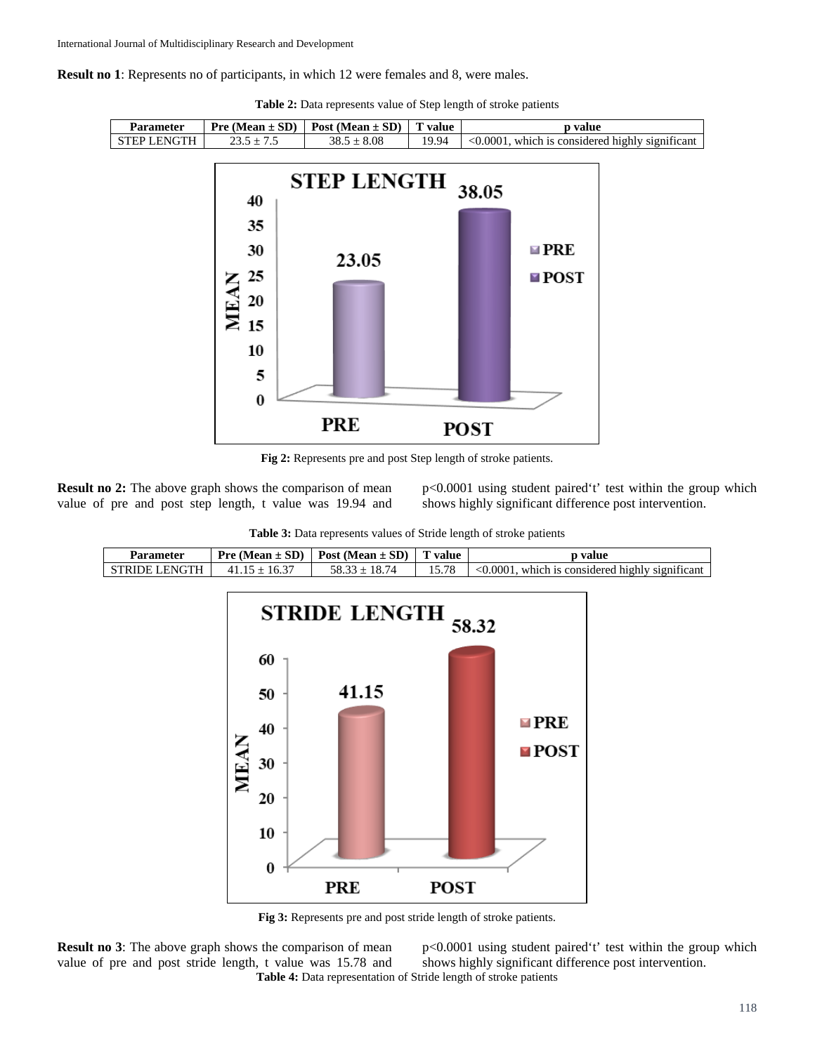**Result no 1**: Represents no of participants, in which 12 were females and 8, were males.

**Table 2:** Data represents value of Step length of stroke patients

| Parameter | Pre (Mean ± SD) | Post (Mean ± SD) | T value | p value |
|---|---|---|---|---|
| STEP LENGTH | 23.5 ± 7.5 | 38.5 ± 8.08 | 19.94 | <0.0001, which is considered highly significant |

**Fig 2:** Represents pre and post Step length of stroke patients.

**Result no 2:** The above graph shows the comparison of mean value of pre and post step length, t value was 19.94 and p<0.0001 using student paired't' test within the group which shows highly significant difference post intervention.

**Table 3:** Data represents values of Stride length of stroke patients

| Parameter | Pre (Mean ± SD) | Post (Mean ± SD) | T value | p value |
|---|---|---|---|---|
| STRIDE LENGTH | 41.15 ± 16.37 | 58.33 ± 18.74 | 15.78 | <0.0001, which is considered highly significant |

**Fig 3:** Represents pre and post stride length of stroke patients.

**Result no 3**: The above graph shows the comparison of mean value of pre and post stride length, t value was 15.78 and p<0.0001 using student paired't' test within the group which shows highly significant difference post intervention.

**Table 4:** Data representation of Stride length of stroke patients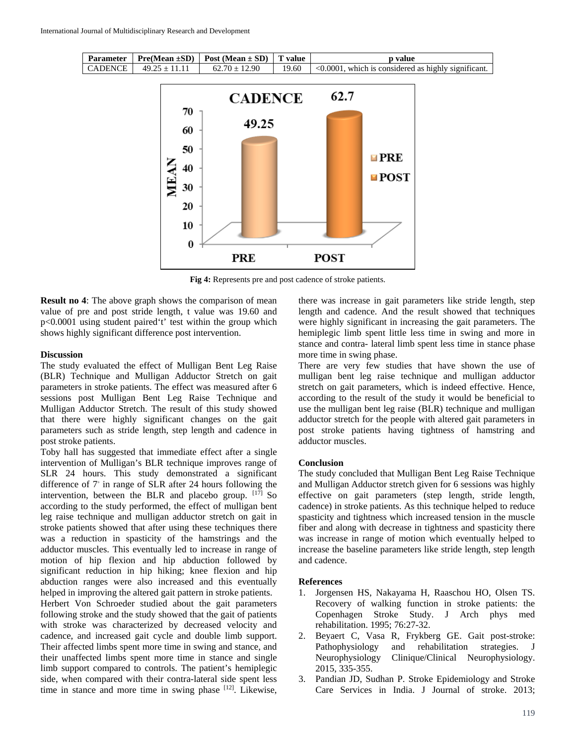| Parameter | Pre(Mean ±SD) | Post (Mean ± SD) | T value | p value |
|---|---|---|---|---|
| CADENCE | 49.25 ± 11.11 | 62.70 ± 12.90 | 19.60 | <0.0001, which is considered as highly significant. |

**Fig 4:** Represents pre and post cadence of stroke patients.

**Result no 4**: The above graph shows the comparison of mean value of pre and post stride length, t value was 19.60 and p<0.0001 using student paired't' test within the group which shows highly significant difference post intervention.

### Discussion

The study evaluated the effect of Mulligan Bent Leg Raise (BLR) Technique and Mulligan Adductor Stretch on gait parameters in stroke patients. The effect was measured after 6 sessions post Mulligan Bent Leg Raise Technique and Mulligan Adductor Stretch. The result of this study showed that there were highly significant changes on the gait parameters such as stride length, step length and cadence in post stroke patients.

Toby hall has suggested that immediate effect after a single intervention of Mulligan's BLR technique improves range of SLR 24 hours. This study demonstrated a significant difference of 7° in range of SLR after 24 hours following the intervention, between the BLR and placebo group. [17] So according to the study performed, the effect of mulligan bent leg raise technique and mulligan adductor stretch on gait in stroke patients showed that after using these techniques there was a reduction in spasticity of the hamstrings and the adductor muscles. This eventually led to increase in range of motion of hip flexion and hip abduction followed by significant reduction in hip hiking; knee flexion and hip abduction ranges were also increased and this eventually helped in improving the altered gait pattern in stroke patients.

Herbert Von Schroeder studied about the gait parameters following stroke and the study showed that the gait of patients with stroke was characterized by decreased velocity and cadence, and increased gait cycle and double limb support. Their affected limbs spent more time in swing and stance, and their unaffected limbs spent more time in stance and single limb support compared to controls. The patient's hemiplegic side, when compared with their contra-lateral side spent less time in stance and more time in swing phase [12]. Likewise, there was increase in gait parameters like stride length, step length and cadence. And the result showed that techniques were highly significant in increasing the gait parameters. The hemiplegic limb spent little less time in swing and more in stance and contra- lateral limb spent less time in stance phase more time in swing phase.

There are very few studies that have shown the use of mulligan bent leg raise technique and mulligan adductor stretch on gait parameters, which is indeed effective. Hence, according to the result of the study it would be beneficial to use the mulligan bent leg raise (BLR) technique and mulligan adductor stretch for the people with altered gait parameters in post stroke patients having tightness of hamstring and adductor muscles.

### Conclusion

The study concluded that Mulligan Bent Leg Raise Technique and Mulligan Adductor stretch given for 6 sessions was highly effective on gait parameters (step length, stride length, cadence) in stroke patients. As this technique helped to reduce spasticity and tightness which increased tension in the muscle fiber and along with decrease in tightness and spasticity there was increase in range of motion which eventually helped to increase the baseline parameters like stride length, step length and cadence.

### References

1. Jorgensen HS, Nakayama H, Raaschou HO, Olsen TS. Recovery of walking function in stroke patients: the Copenhagen Stroke Study. J Arch phys med rehabilitation. 1995; 76:27-32.
2. Beyaert C, Vasa R, Frykberg GE. Gait post-stroke: Pathophysiology and rehabilitation strategies. J Neurophysiology Clinique/Clinical Neurophysiology. 2015, 335-355.
3. Pandian JD, Sudhan P. Stroke Epidemiology and Stroke Care Services in India. J Journal of stroke. 2013;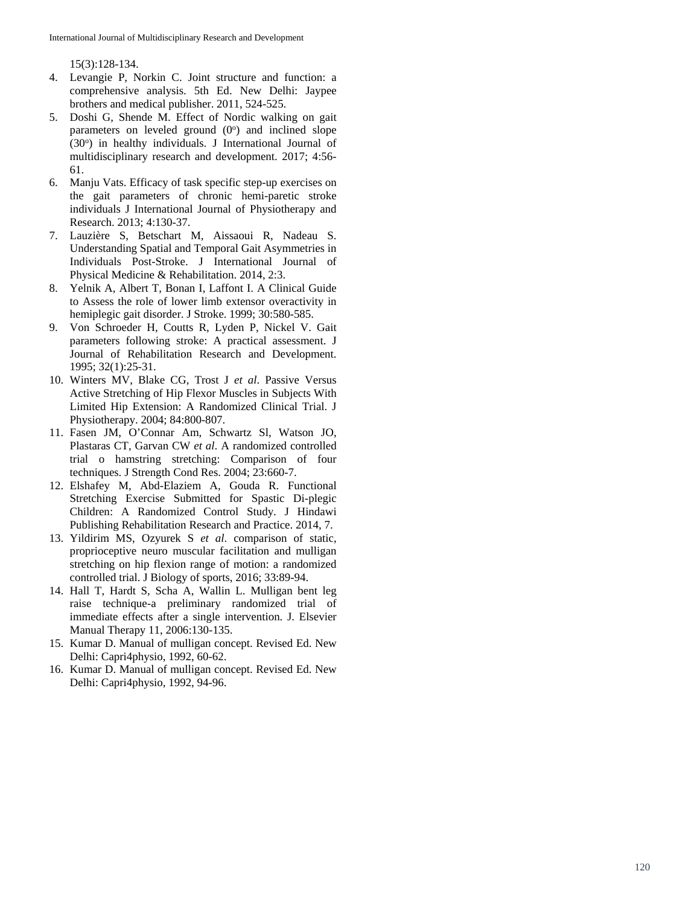15(3):128-134.

4. Levangie P, Norkin C. Joint structure and function: a comprehensive analysis. 5th Ed. New Delhi: Jaypee brothers and medical publisher. 2011, 524-525.
5. Doshi G, Shende M. Effect of Nordic walking on gait parameters on leveled ground (0°) and inclined slope (30°) in healthy individuals. J International Journal of multidisciplinary research and development. 2017; 4:56-61.
6. Manju Vats. Efficacy of task specific step-up exercises on the gait parameters of chronic hemi-paretic stroke individuals J International Journal of Physiotherapy and Research. 2013; 4:130-37.
7. Lauzière S, Betschart M, Aissaoui R, Nadeau S. Understanding Spatial and Temporal Gait Asymmetries in Individuals Post-Stroke. J International Journal of Physical Medicine & Rehabilitation. 2014, 2:3.
8. Yelnik A, Albert T, Bonan I, Laffont I. A Clinical Guide to Assess the role of lower limb extensor overactivity in hemiplegic gait disorder. J Stroke. 1999; 30:580-585.
9. Von Schroeder H, Coutts R, Lyden P, Nickel V. Gait parameters following stroke: A practical assessment. J Journal of Rehabilitation Research and Development. 1995; 32(1):25-31.
10. Winters MV, Blake CG, Trost J *et al*. Passive Versus Active Stretching of Hip Flexor Muscles in Subjects With Limited Hip Extension: A Randomized Clinical Trial. J Physiotherapy. 2004; 84:800-807.
11. Fasen JM, O'Connar Am, Schwartz Sl, Watson JO, Plastaras CT, Garvan CW *et al*. A randomized controlled trial o hamstring stretching: Comparison of four techniques. J Strength Cond Res. 2004; 23:660-7.
12. Elshafey M, Abd-Elaziem A, Gouda R. Functional Stretching Exercise Submitted for Spastic Di-plegic Children: A Randomized Control Study. J Hindawi Publishing Rehabilitation Research and Practice. 2014, 7.
13. Yildirim MS, Ozyurek S *et al*. comparison of static, proprioceptive neuro muscular facilitation and mulligan stretching on hip flexion range of motion: a randomized controlled trial. J Biology of sports, 2016; 33:89-94.
14. Hall T, Hardt S, Scha A, Wallin L. Mulligan bent leg raise technique-a preliminary randomized trial of immediate effects after a single intervention. J. Elsevier Manual Therapy 11, 2006:130-135.
15. Kumar D. Manual of mulligan concept. Revised Ed. New Delhi: Capri4physio, 1992, 60-62.
16. Kumar D. Manual of mulligan concept. Revised Ed. New Delhi: Capri4physio, 1992, 94-96.